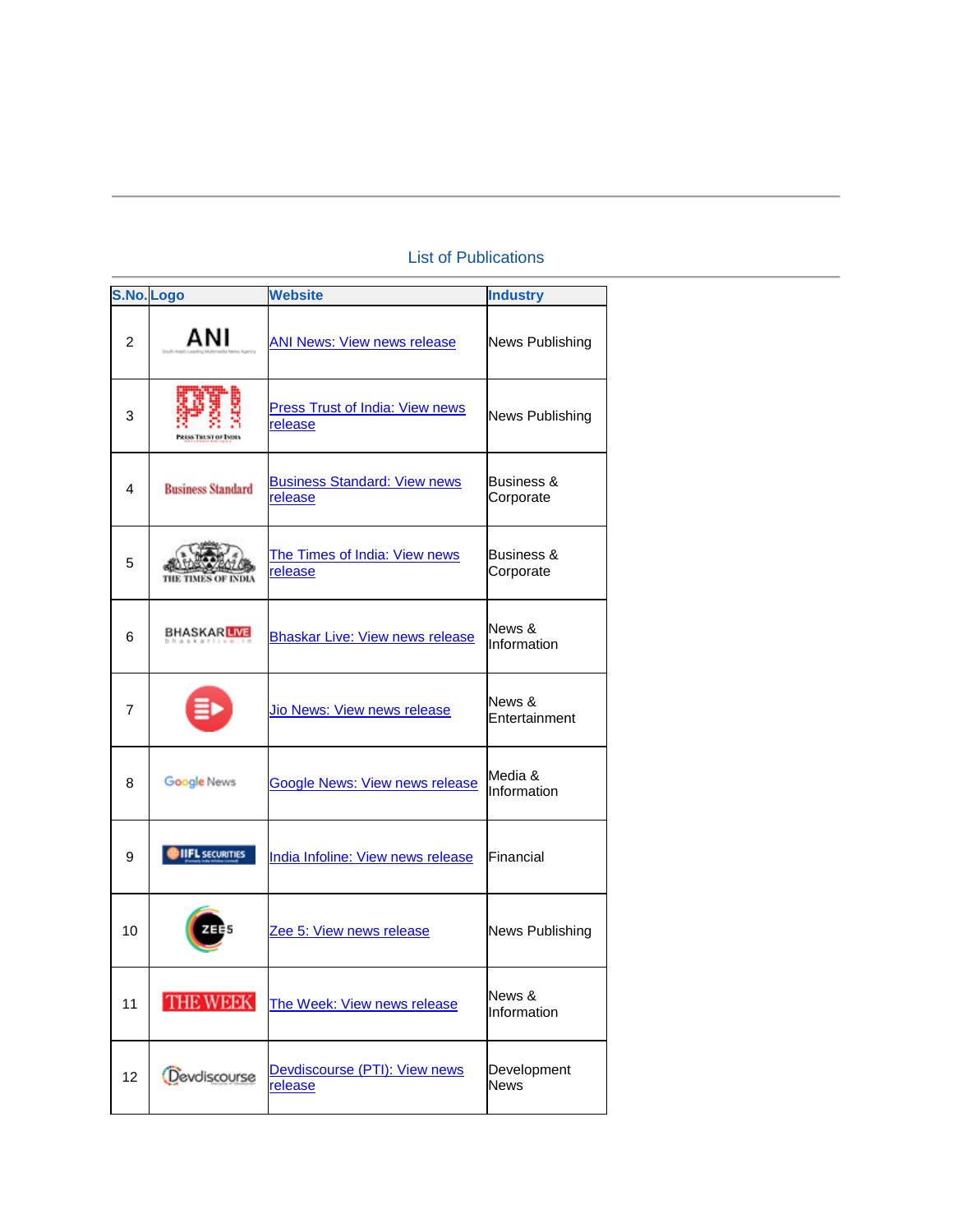## List of Publications

| S.No. | Logo | Website | Industry |
|---|---|---|---|
| 2 | ANI | ANI News: View news release | News Publishing |
| 3 | PTI | Press Trust of India: View news release | News Publishing |
| 4 | Business Standard | Business Standard: View news release | Business & Corporate |
| 5 | THE TIMES OF INDIA | The Times of India: View news release | Business & Corporate |
| 6 | BHASKAR LIVE | Bhaskar Live: View news release | News & Information |
| 7 | | Jio News: View news release | News & Entertainment |
| 8 | Google News | Google News: View news release | Media & Information |
| 9 | IIFL SECURITIES | India Infoline: View news release | Financial |
| 10 | ZEE5 | Zee 5: View news release | News Publishing |
| 11 | THE WEEK | The Week: View news release | News & Information |
| 12 | Devdiscourse | Devdiscourse (PTI): View news release | Development News |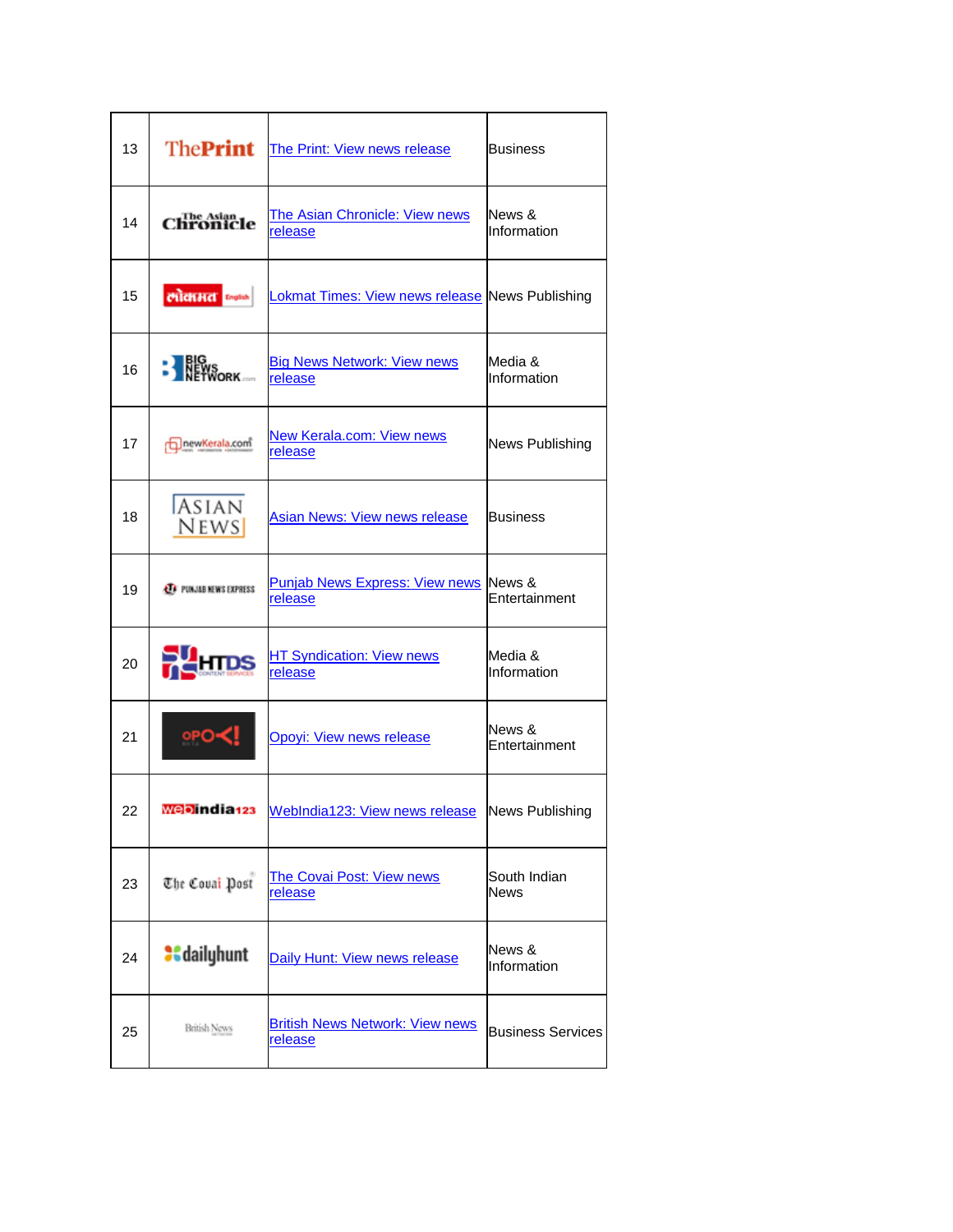| 13 | ThePrint | The Print: View news release | Business |
|---|---|---|---|
| 14 | The Asian Chronicle | The Asian Chronicle: View news release | News & Information |
| 15 | लोकमत English | Lokmat Times: View news release | News Publishing |
| 16 | BIG NEWS NETWORK.com | Big News Network: View news release | Media & Information |
| 17 | newKerala.com | New Kerala.com: View news release | News Publishing |
| 18 | ASIAN NEWS | Asian News: View news release | Business |
| 19 | PUNJAB NEWS EXPRESS | Punjab News Express: View news release | News & Entertainment |
| 20 | HTDS CONTENT SERVICES | HT Syndication: View news release | Media & Information |
| 21 | OPO<! | Opoyi: View news release | News & Entertainment |
| 22 | webindia123 | WebIndia123: View news release | News Publishing |
| 23 | The Covai Post | The Covai Post: View news release | South Indian News |
| 24 | dailyhunt | Daily Hunt: View news release | News & Information |
| 25 | British News | British News Network: View news release | Business Services |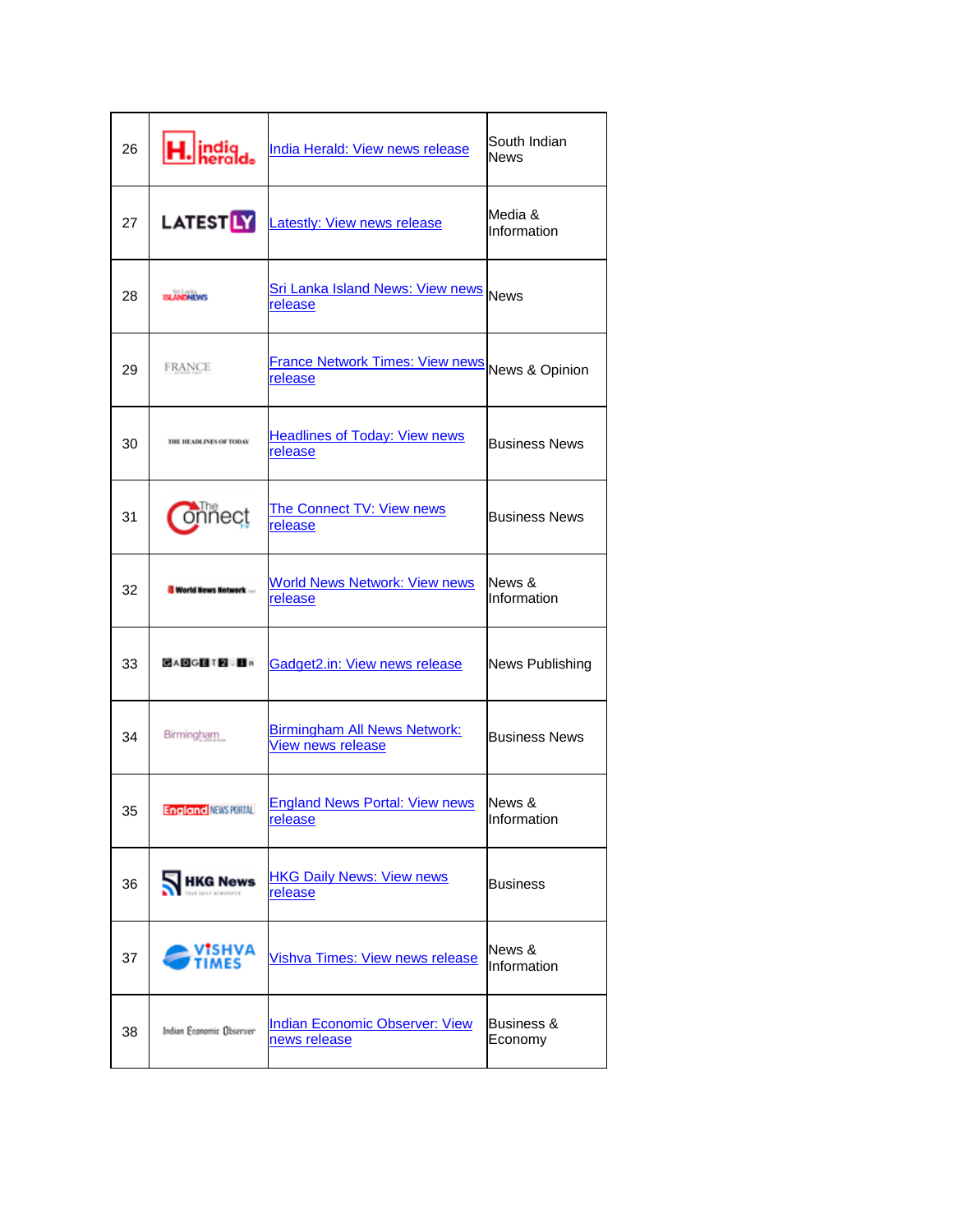| | | | |
|---|---|---|---|
| 26 | | India Herald: View news release | South Indian News |
| 27 | | Latestly: View news release | Media & Information |
| 28 | | Sri Lanka Island News: View news release | News |
| 29 | | France Network Times: View news release | News & Opinion |
| 30 | | Headlines of Today: View news release | Business News |
| 31 | | The Connect TV: View news release | Business News |
| 32 | | World News Network: View news release | News & Information |
| 33 | | Gadget2.in: View news release | News Publishing |
| 34 | | Birmingham All News Network: View news release | Business News |
| 35 | | England News Portal: View news release | News & Information |
| 36 | | HKG Daily News: View news release | Business |
| 37 | | Vishva Times: View news release | News & Information |
| 38 | | Indian Economic Observer: View news release | Business & Economy |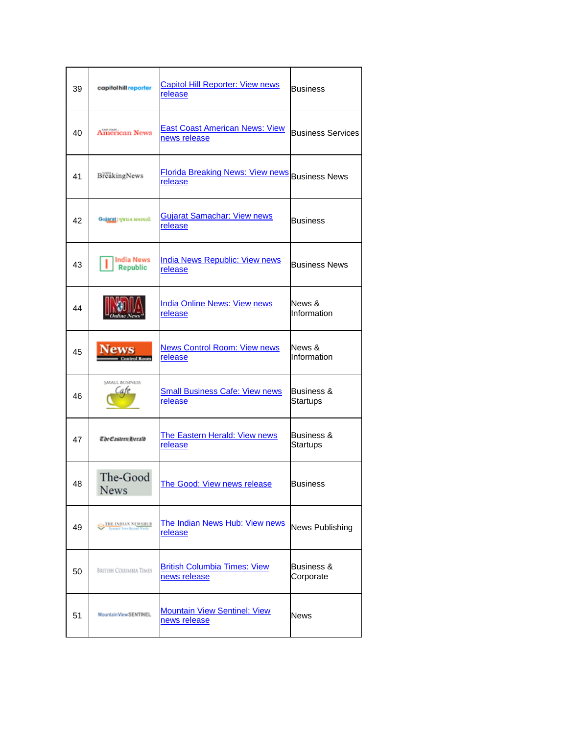| 39 | capitolhillreporter | Capitol Hill Reporter: View news release | Business |
|---|---|---|---|
| 40 | American News | East Coast American News: View news release | Business Services |
| 41 | BreakingNews | Florida Breaking News: View news release | Business News |
| 42 | Gujarat | Gujarat Samachar: View news release | Business |
| 43 | India News Republic | India News Republic: View news release | Business News |
| 44 | INDIA Online News | India Online News: View news release | News & Information |
| 45 | News Control Room | News Control Room: View news release | News & Information |
| 46 | Small Business Cafe | Small Business Cafe: View news release | Business & Startups |
| 47 | TheEasternHerald | The Eastern Herald: View news release | Business & Startups |
| 48 | The-Good News | The Good: View news release | Business |
| 49 | THE INDIAN NEWSHUB | The Indian News Hub: View news release | News Publishing |
| 50 | BRITISH COLUMBIA TIMES | British Columbia Times: View news release | Business & Corporate |
| 51 | MountainViewSENTINEL | Mountain View Sentinel: View news release | News |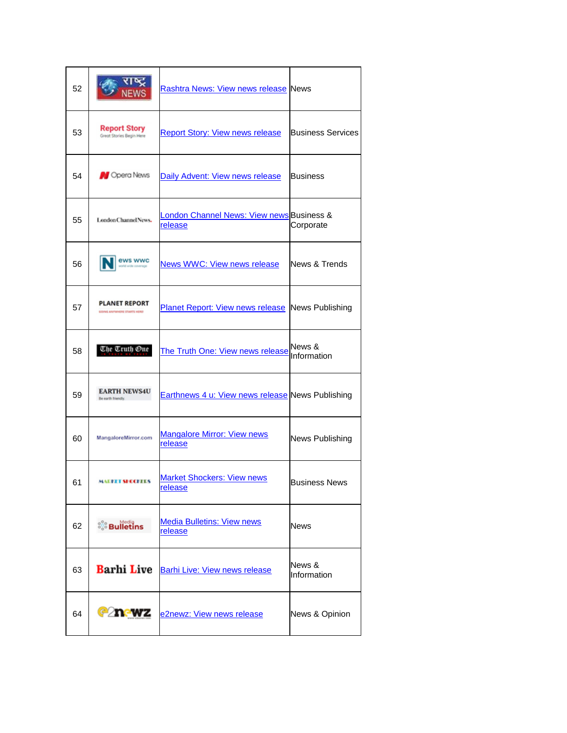| 52 | राष्ट्र NEWS | Rashtra News: View news release | News |
|---|---|---|---|
| 53 | Report Story Great Stories Begin Here | Report Story: View news release | Business Services |
| 54 | Opera News | Daily Advent: View news release | Business |
| 55 | LondonChannelNews | London Channel News: View news release | Business & Corporate |
| 56 | N ews wwc | News WWC: View news release | News & Trends |
| 57 | PLANET REPORT | Planet Report: View news release | News Publishing |
| 58 | The Truth One | The Truth One: View news release | News & Information |
| 59 | EARTH NEWS4U Be earth friendly | Earthnews 4 u: View news release | News Publishing |
| 60 | MangaloreMirror.com | Mangalore Mirror: View news release | News Publishing |
| 61 | MARKET SHOCKERS | Market Shockers: View news release | Business News |
| 62 | Media Bulletins | Media Bulletins: View news release | News |
| 63 | Barhi Live | Barhi Live: View news release | News & Information |
| 64 | e2newz | e2newz: View news release | News & Opinion |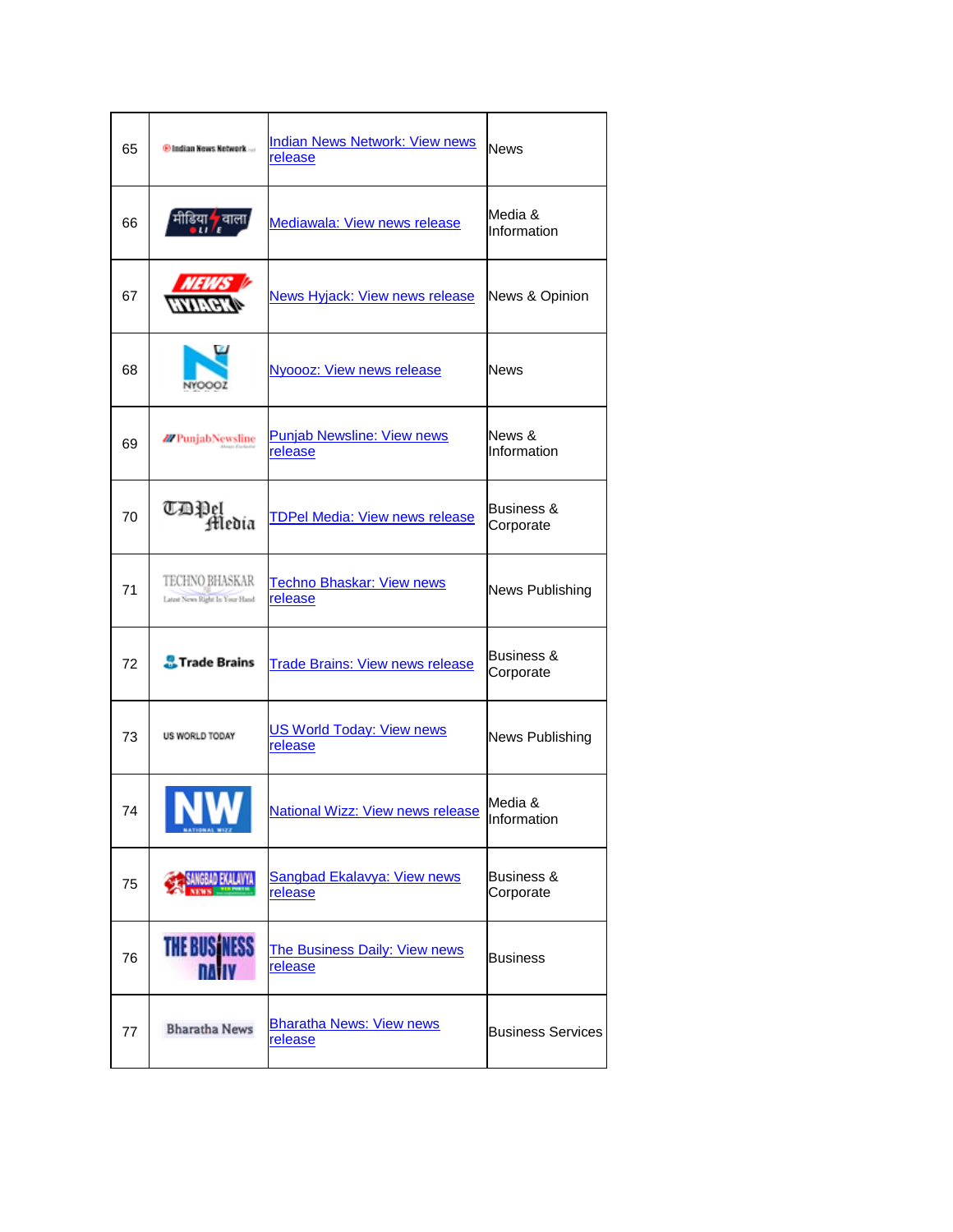| 65 | Indian News Network | Indian News Network: View news release | News |
|---|---|---|---|
| 66 | मीडिया वाला LIVE | Mediawala: View news release | Media & Information |
| 67 | NEWS HYJACK | News Hyjack: View news release | News & Opinion |
| 68 | NYOOOZ | Nyoooz: View news release | News |
| 69 | PunjabNewsline | Punjab Newsline: View news release | News & Information |
| 70 | TDPel Media | TDPel Media: View news release | Business & Corporate |
| 71 | TECHNO BHASKAR Latest News Right In Your Hand | Techno Bhaskar: View news release | News Publishing |
| 72 | Trade Brains | Trade Brains: View news release | Business & Corporate |
| 73 | US WORLD TODAY | US World Today: View news release | News Publishing |
| 74 | NW NATIONAL WIZZ | National Wizz: View news release | Media & Information |
| 75 | SANGBAD EKALAVYA NEWS | Sangbad Ekalavya: View news release | Business & Corporate |
| 76 | THE BUSINESS DAILY | The Business Daily: View news release | Business |
| 77 | Bharatha News | Bharatha News: View news release | Business Services |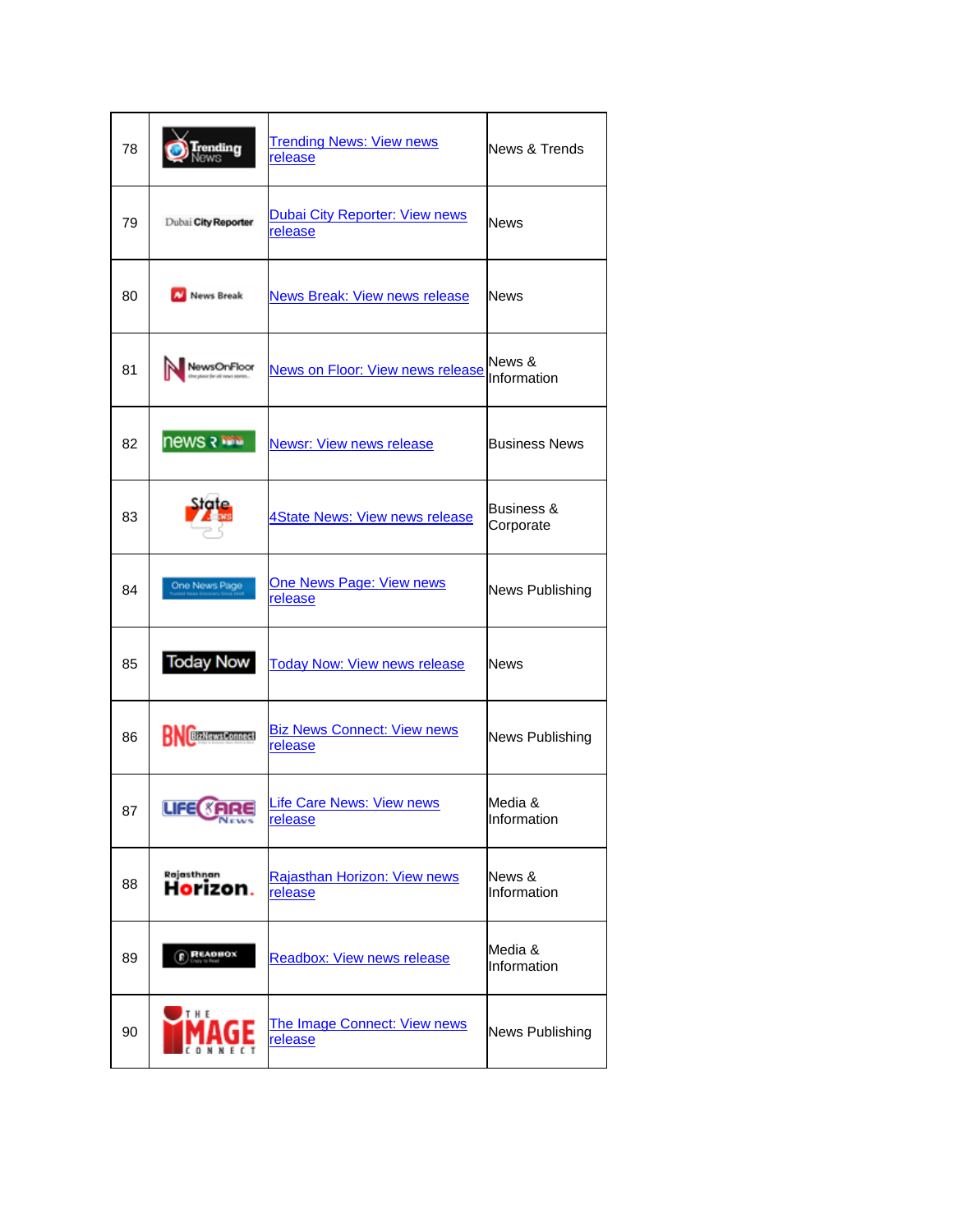| 78 | | Trending News: View news release | News & Trends |
|---|---|---|---|
| 79 | | Dubai City Reporter: View news release | News |
| 80 | | News Break: View news release | News |
| 81 | | News on Floor: View news release | News & Information |
| 82 | | Newsr: View news release | Business News |
| 83 | | 4State News: View news release | Business & Corporate |
| 84 | | One News Page: View news release | News Publishing |
| 85 | | Today Now: View news release | News |
| 86 | | Biz News Connect: View news release | News Publishing |
| 87 | | Life Care News: View news release | Media & Information |
| 88 | | Rajasthan Horizon: View news release | News & Information |
| 89 | | Readbox: View news release | Media & Information |
| 90 | | The Image Connect: View news release | News Publishing |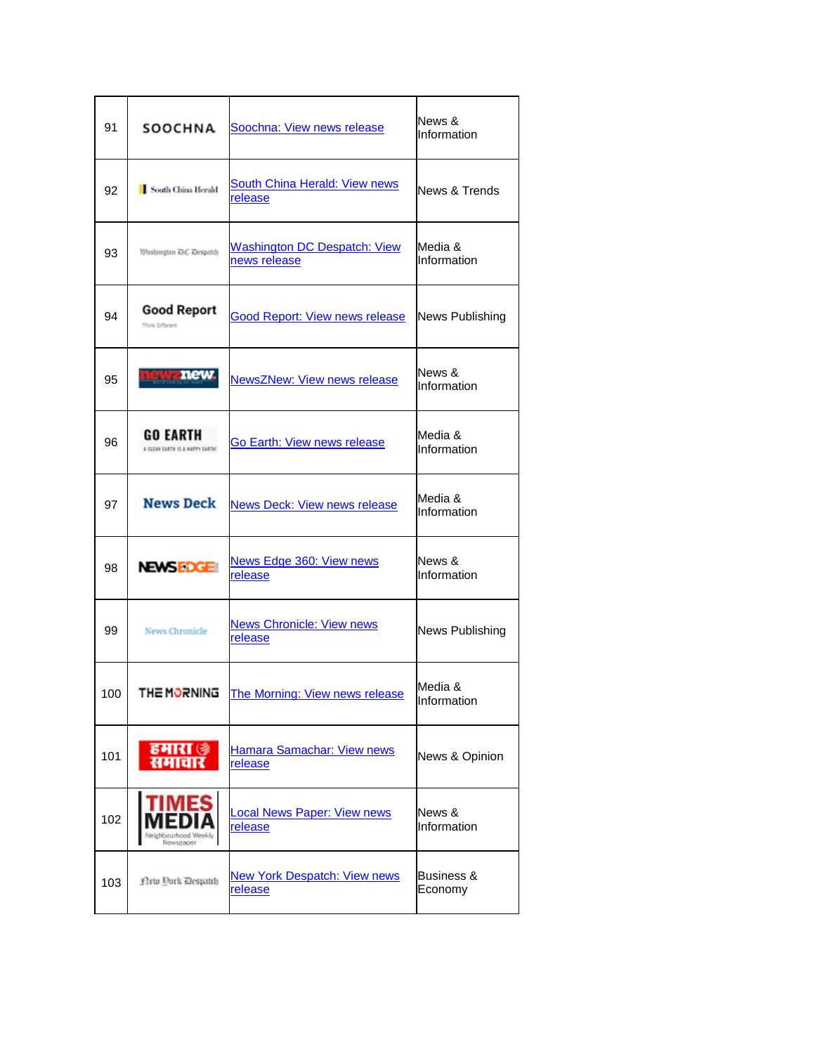| 91 | SOOCHNA | Soochna: View news release | News & Information |
|---|---|---|---|
| 92 | South China Herald | South China Herald: View news release | News & Trends |
| 93 | Washington DC Despatch | Washington DC Despatch: View news release | Media & Information |
| 94 | Good Report Think Different | Good Report: View news release | News Publishing |
| 95 | newznew | NewsZNew: View news release | News & Information |
| 96 | GO EARTH A CLEAN EARTH IS A HAPPY EARTH | Go Earth: View news release | Media & Information |
| 97 | News Deck | News Deck: View news release | Media & Information |
| 98 | NEWSEDGE | News Edge 360: View news release | News & Information |
| 99 | News Chronicle | News Chronicle: View news release | News Publishing |
| 100 | THE MORNING | The Morning: View news release | Media & Information |
| 101 | हमारा समाचार | Hamara Samachar: View news release | News & Opinion |
| 102 | TIMES MEDIA Neighbourhood Weekly Newspaper | Local News Paper: View news release | News & Information |
| 103 | New York Despatch | New York Despatch: View news release | Business & Economy |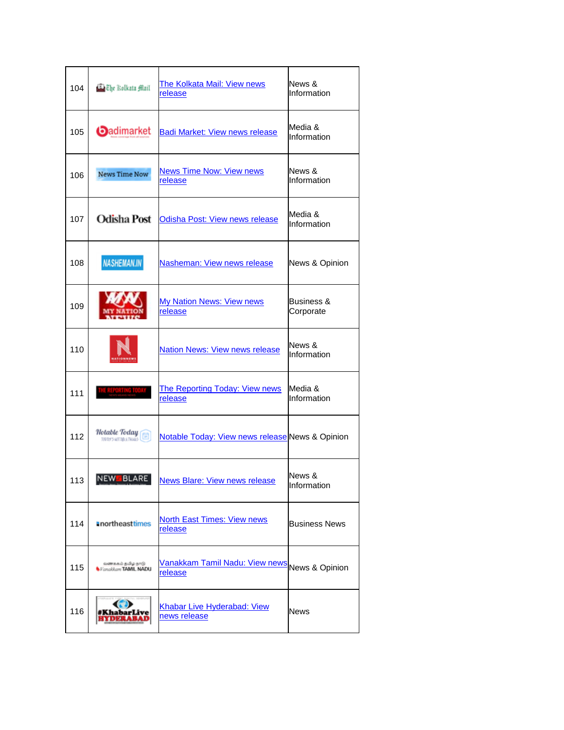| 104 | The Kolkata Mail | The Kolkata Mail: View news release | News & Information |
|---|---|---|---|
| 105 | badimarket | Badi Market: View news release | Media & Information |
| 106 | News Time Now | News Time Now: View news release | News & Information |
| 107 | Odisha Post | Odisha Post: View news release | Media & Information |
| 108 | NASHEMAN.IN | Nasheman: View news release | News & Opinion |
| 109 | MY NATION NEWS | My Nation News: View news release | Business & Corporate |
| 110 | NATIONNEWS | Nation News: View news release | News & Information |
| 111 | THE REPORTING TODAY | The Reporting Today: View news release | Media & Information |
| 112 | Notable Today | Notable Today: View news release | News & Opinion |
| 113 | NEWSBLARE | News Blare: View news release | News & Information |
| 114 | northeasttimes | North East Times: View news release | Business News |
| 115 | Vanakkam TAMIL NADU | Vanakkam Tamil Nadu: View news release | News & Opinion |
| 116 | #KhabarLive HYDERABAD | Khabar Live Hyderabad: View news release | News |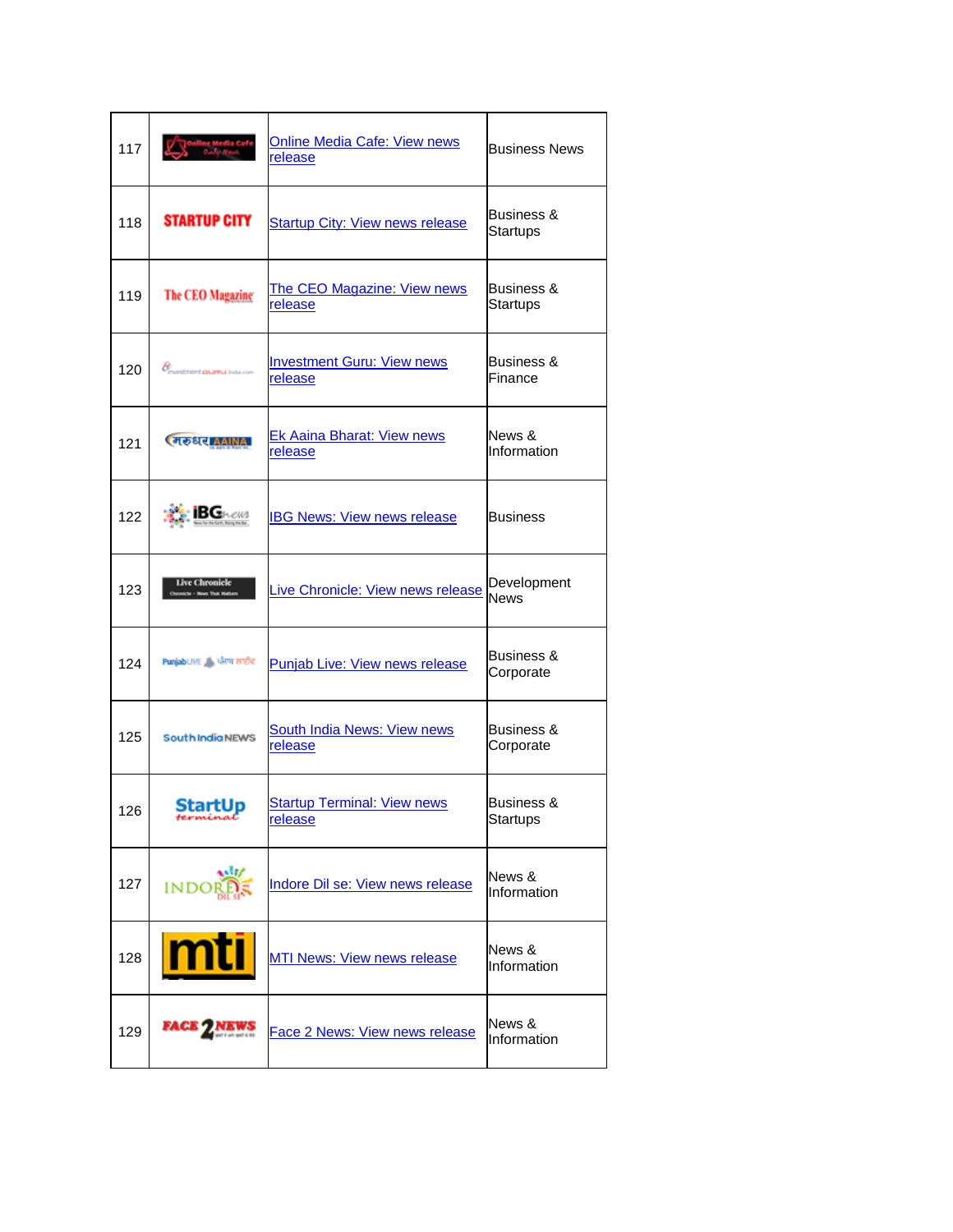| 117 | | Online Media Cafe: View news release | Business News |
|---|---|---|---|
| 118 | | Startup City: View news release | Business & Startups |
| 119 | | The CEO Magazine: View news release | Business & Startups |
| 120 | | Investment Guru: View news release | Business & Finance |
| 121 | | Ek Aaina Bharat: View news release | News & Information |
| 122 | | IBG News: View news release | Business |
| 123 | | Live Chronicle: View news release | Development News |
| 124 | | Punjab Live: View news release | Business & Corporate |
| 125 | | South India News: View news release | Business & Corporate |
| 126 | | Startup Terminal: View news release | Business & Startups |
| 127 | | Indore Dil se: View news release | News & Information |
| 128 | | MTI News: View news release | News & Information |
| 129 | | Face 2 News: View news release | News & Information |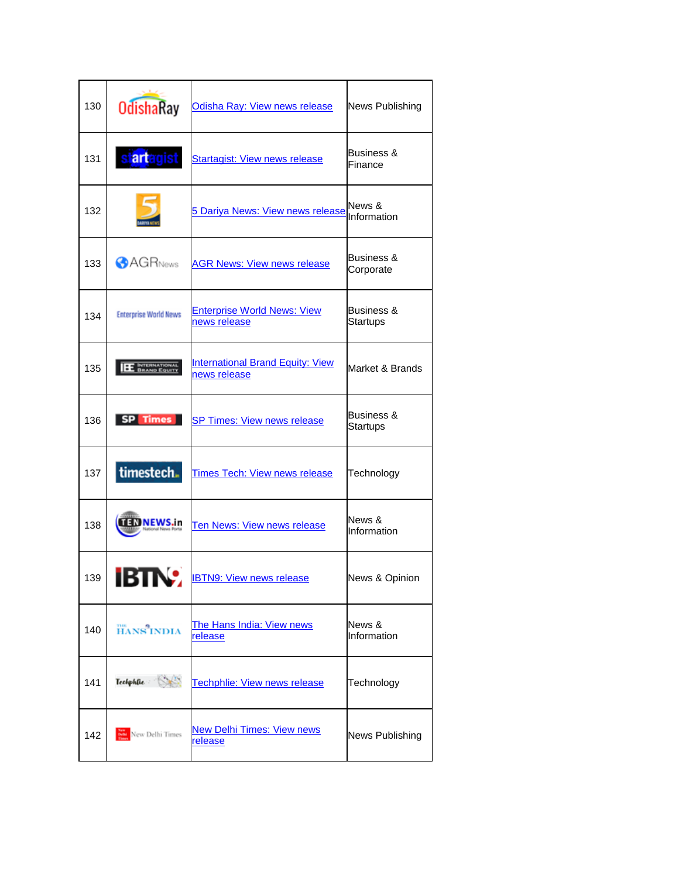| 130 | | Odisha Ray: View news release | News Publishing |
|---|---|---|---|
| 131 | | Startagist: View news release | Business & Finance |
| 132 | | 5 Dariya News: View news release | News & Information |
| 133 | | AGR News: View news release | Business & Corporate |
| 134 | | Enterprise World News: View news release | Business & Startups |
| 135 | | International Brand Equity: View news release | Market & Brands |
| 136 | | SP Times: View news release | Business & Startups |
| 137 | | Times Tech: View news release | Technology |
| 138 | | Ten News: View news release | News & Information |
| 139 | | IBTN9: View news release | News & Opinion |
| 140 | | The Hans India: View news release | News & Information |
| 141 | | Techphlie: View news release | Technology |
| 142 | | New Delhi Times: View news release | News Publishing |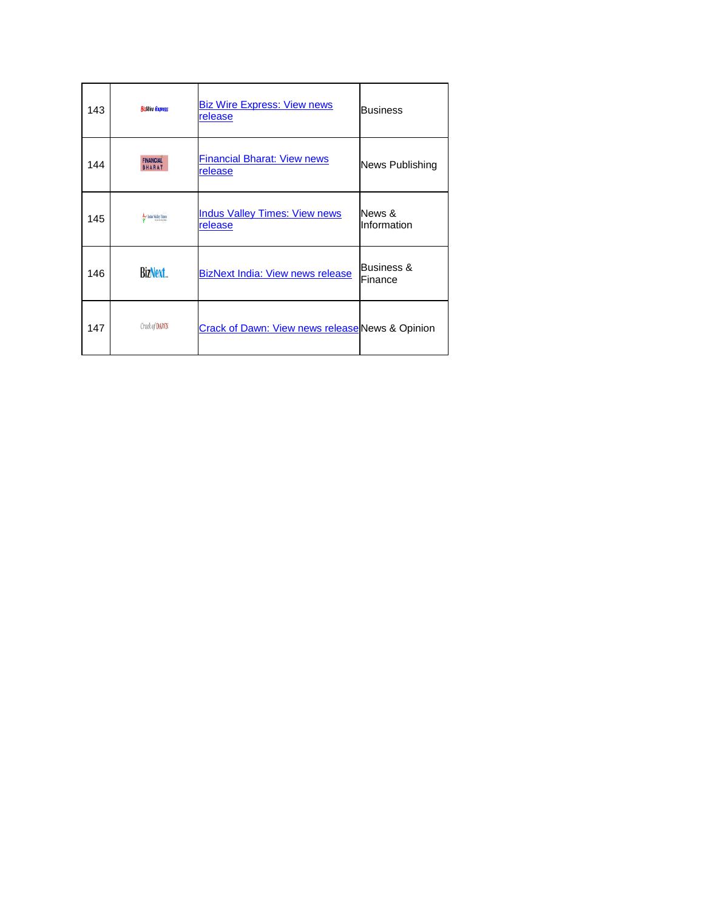| | | | |
|---|---|---|---|
| 143 | BizWire Express | Biz Wire Express: View news release | Business |
| 144 | FINANCIAL BHARAT | Financial Bharat: View news release | News Publishing |
| 145 | Indus Valley Times | Indus Valley Times: View news release | News & Information |
| 146 | BizNext | BizNext India: View news release | Business & Finance |
| 147 | Crack of DAWN | Crack of Dawn: View news release | News & Opinion |